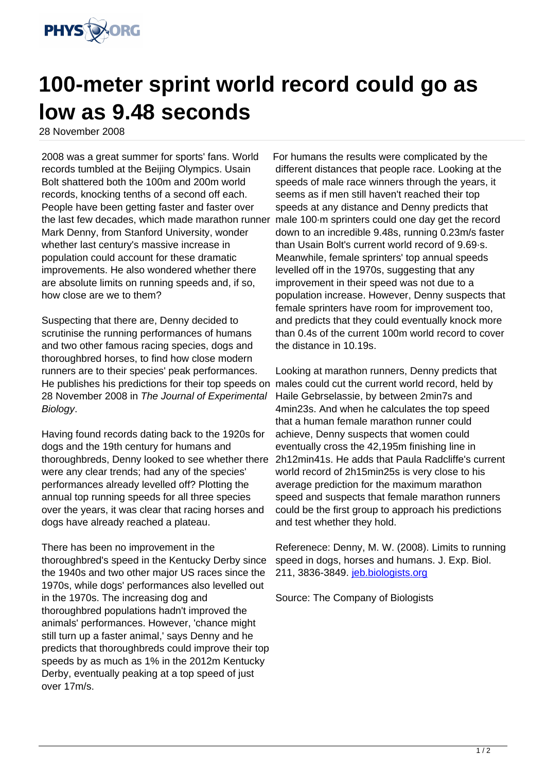# 100-meter sprint world record could go as low as 9.48 seconds

28 November 2008

2008 was a great summer for sports' fans. World records tumbled at the Beijing Olympics. Usain Bolt shattered both the 100m and 200m world records, knocking tenths of a second off each. People have been getting faster and faster over the last few decades, which made marathon runner Mark Denny, from Stanford University, wonder whether last century's massive increase in population could account for these dramatic improvements. He also wondered whether there are absolute limits on running speeds and, if so, how close are we to them?

Suspecting that there are, Denny decided to scrutinise the running performances of humans and two other famous racing species, dogs and thoroughbred horses, to find how close modern runners are to their species' peak performances. He publishes his predictions for their top speeds on 28 November 2008 in *The Journal of Experimental Biology*.

Having found records dating back to the 1920s for dogs and the 19th century for humans and thoroughbreds, Denny looked to see whether there were any clear trends; had any of the species' performances already levelled off? Plotting the annual top running speeds for all three species over the years, it was clear that racing horses and dogs have already reached a plateau.

There has been no improvement in the thoroughbred's speed in the Kentucky Derby since the 1940s and two other major US races since the 1970s, while dogs' performances also levelled out in the 1970s. The increasing dog and thoroughbred populations hadn't improved the animals' performances. However, 'chance might still turn up a faster animal,' says Denny and he predicts that thoroughbreds could improve their top speeds by as much as 1% in the 2012m Kentucky Derby, eventually peaking at a top speed of just over 17m/s.

For humans the results were complicated by the different distances that people race. Looking at the speeds of male race winners through the years, it seems as if men still haven't reached their top speeds at any distance and Denny predicts that male 100·m sprinters could one day get the record down to an incredible 9.48s, running 0.23m/s faster than Usain Bolt's current world record of 9.69·s. Meanwhile, female sprinters' top annual speeds levelled off in the 1970s, suggesting that any improvement in their speed was not due to a population increase. However, Denny suspects that female sprinters have room for improvement too, and predicts that they could eventually knock more than 0.4s of the current 100m world record to cover the distance in 10.19s.

Looking at marathon runners, Denny predicts that males could cut the current world record, held by Haile Gebrselassie, by between 2min7s and 4min23s. And when he calculates the top speed that a human female marathon runner could achieve, Denny suspects that women could eventually cross the 42,195m finishing line in 2h12min41s. He adds that Paula Radcliffe's current world record of 2h15min25s is very close to his average prediction for the maximum marathon speed and suspects that female marathon runners could be the first group to approach his predictions and test whether they hold.

Referenece: Denny, M. W. (2008). Limits to running speed in dogs, horses and humans. J. Exp. Biol. 211, 3836-3849. jeb.biologists.org

Source: The Company of Biologists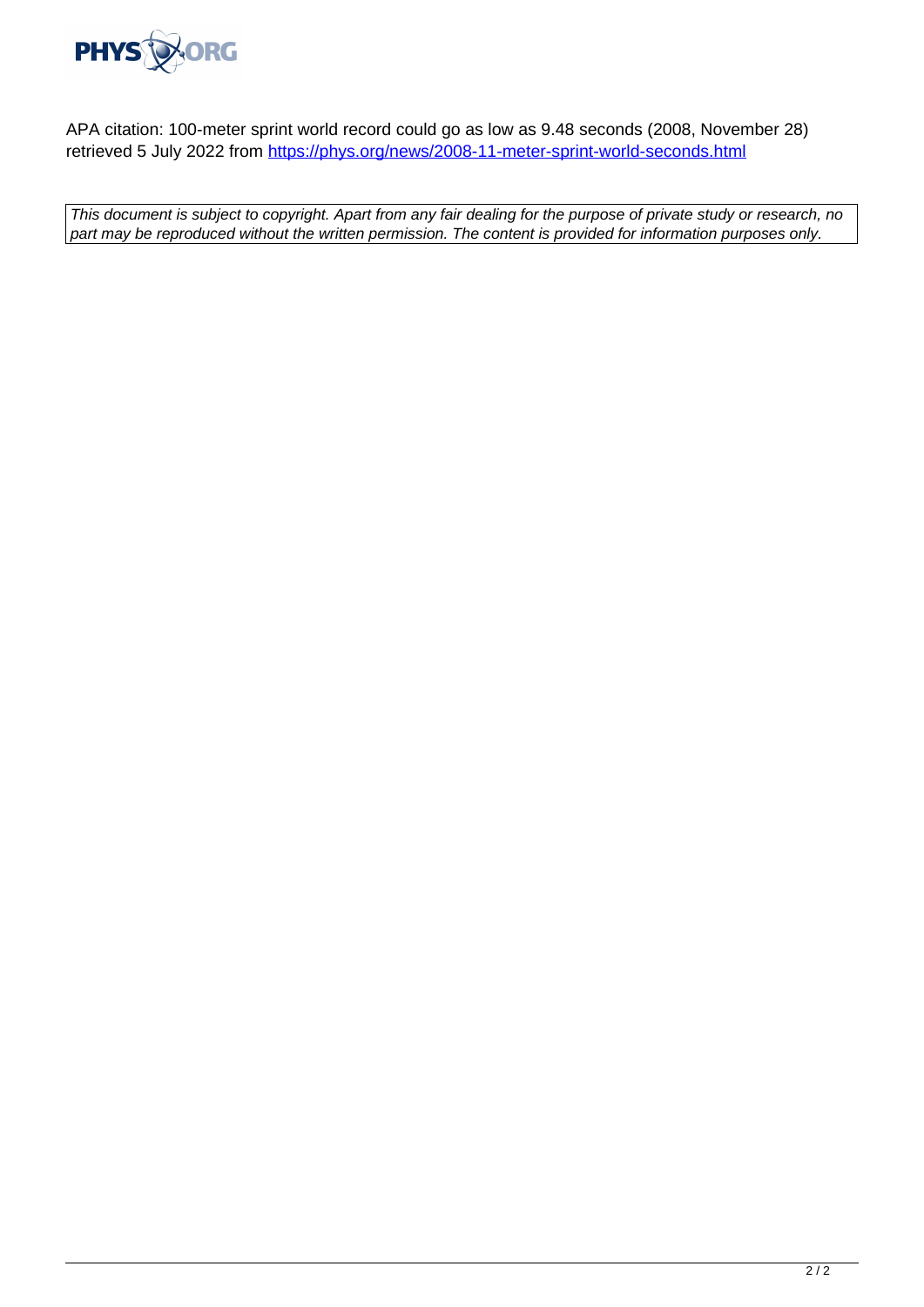APA citation: 100-meter sprint world record could go as low as 9.48 seconds (2008, November 28) retrieved 5 July 2022 from https://phys.org/news/2008-11-meter-sprint-world-seconds.html

*This document is subject to copyright. Apart from any fair dealing for the purpose of private study or research, no part may be reproduced without the written permission. The content is provided for information purposes only.*